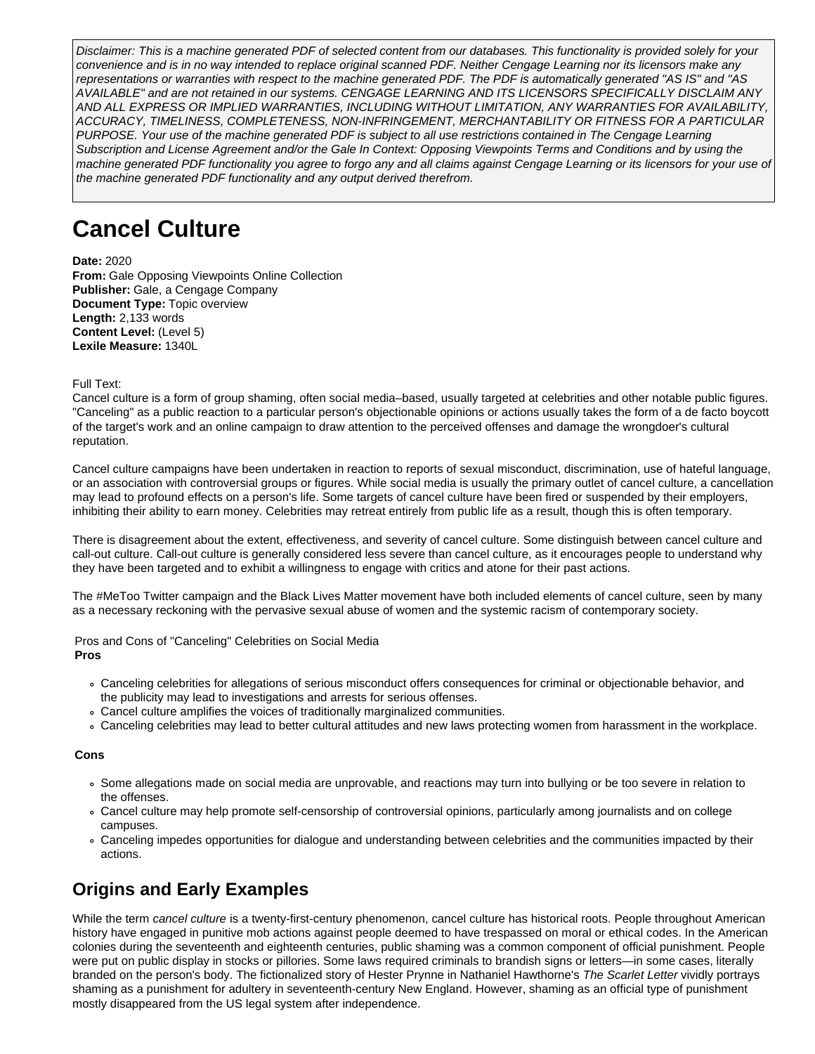Disclaimer: This is a machine generated PDF of selected content from our databases. This functionality is provided solely for your convenience and is in no way intended to replace original scanned PDF. Neither Cengage Learning nor its licensors make any representations or warranties with respect to the machine generated PDF. The PDF is automatically generated "AS IS" and "AS AVAILABLE" and are not retained in our systems. CENGAGE LEARNING AND ITS LICENSORS SPECIFICALLY DISCLAIM ANY AND ALL EXPRESS OR IMPLIED WARRANTIES, INCLUDING WITHOUT LIMITATION, ANY WARRANTIES FOR AVAILABILITY, ACCURACY, TIMELINESS, COMPLETENESS, NON-INFRINGEMENT, MERCHANTABILITY OR FITNESS FOR A PARTICULAR PURPOSE. Your use of the machine generated PDF is subject to all use restrictions contained in The Cengage Learning Subscription and License Agreement and/or the Gale In Context: Opposing Viewpoints Terms and Conditions and by using the machine generated PDF functionality you agree to forgo any and all claims against Cengage Learning or its licensors for your use of the machine generated PDF functionality and any output derived therefrom.

# Cancel Culture

**Date:** 2020
**From:** Gale Opposing Viewpoints Online Collection
**Publisher:** Gale, a Cengage Company
**Document Type:** Topic overview
**Length:** 2,133 words
**Content Level:** (Level 5)
**Lexile Measure:** 1340L

Full Text:
Cancel culture is a form of group shaming, often social media–based, usually targeted at celebrities and other notable public figures. "Canceling" as a public reaction to a particular person's objectionable opinions or actions usually takes the form of a de facto boycott of the target's work and an online campaign to draw attention to the perceived offenses and damage the wrongdoer's cultural reputation.

Cancel culture campaigns have been undertaken in reaction to reports of sexual misconduct, discrimination, use of hateful language, or an association with controversial groups or figures. While social media is usually the primary outlet of cancel culture, a cancellation may lead to profound effects on a person's life. Some targets of cancel culture have been fired or suspended by their employers, inhibiting their ability to earn money. Celebrities may retreat entirely from public life as a result, though this is often temporary.

There is disagreement about the extent, effectiveness, and severity of cancel culture. Some distinguish between cancel culture and call-out culture. Call-out culture is generally considered less severe than cancel culture, as it encourages people to understand why they have been targeted and to exhibit a willingness to engage with critics and atone for their past actions.

The #MeToo Twitter campaign and the Black Lives Matter movement have both included elements of cancel culture, seen by many as a necessary reckoning with the pervasive sexual abuse of women and the systemic racism of contemporary society.

Pros and Cons of "Canceling" Celebrities on Social Media

**Pros**

- Canceling celebrities for allegations of serious misconduct offers consequences for criminal or objectionable behavior, and the publicity may lead to investigations and arrests for serious offenses.
- Cancel culture amplifies the voices of traditionally marginalized communities.
- Canceling celebrities may lead to better cultural attitudes and new laws protecting women from harassment in the workplace.

**Cons**

- Some allegations made on social media are unprovable, and reactions may turn into bullying or be too severe in relation to the offenses.
- Cancel culture may help promote self-censorship of controversial opinions, particularly among journalists and on college campuses.
- Canceling impedes opportunities for dialogue and understanding between celebrities and the communities impacted by their actions.

## Origins and Early Examples

While the term *cancel culture* is a twenty-first-century phenomenon, cancel culture has historical roots. People throughout American history have engaged in punitive mob actions against people deemed to have trespassed on moral or ethical codes. In the American colonies during the seventeenth and eighteenth centuries, public shaming was a common component of official punishment. People were put on public display in stocks or pillories. Some laws required criminals to brandish signs or letters—in some cases, literally branded on the person's body. The fictionalized story of Hester Prynne in Nathaniel Hawthorne's *The Scarlet Letter* vividly portrays shaming as a punishment for adultery in seventeenth-century New England. However, shaming as an official type of punishment mostly disappeared from the US legal system after independence.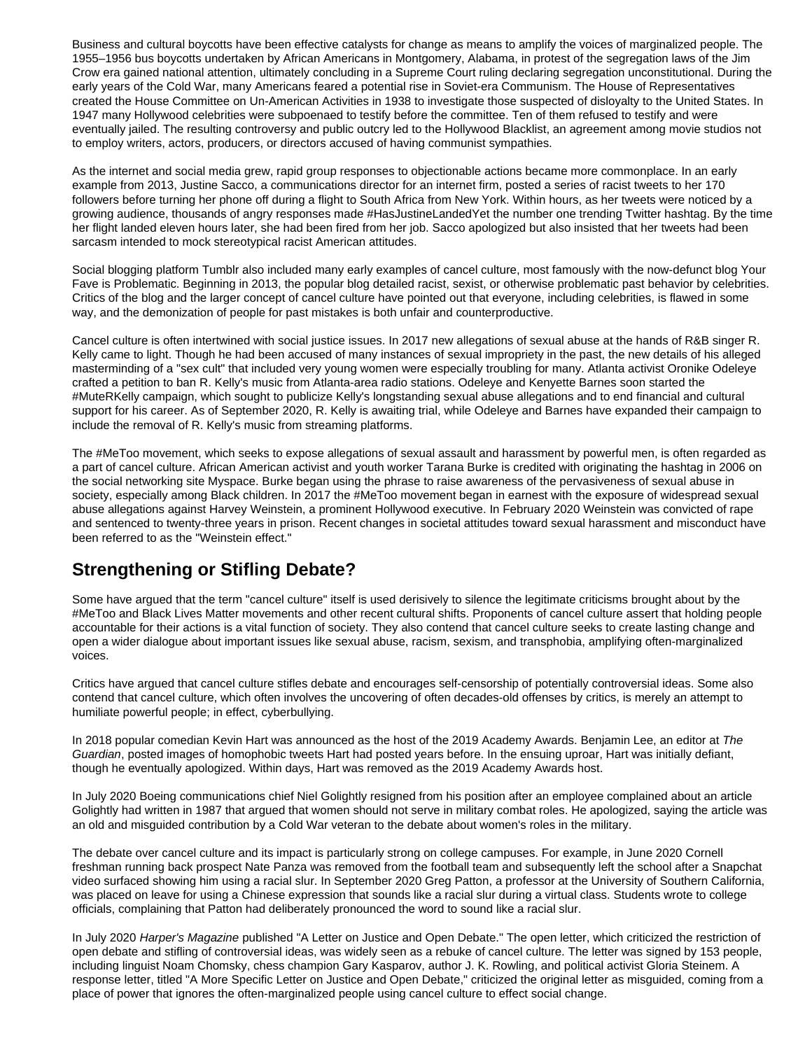Business and cultural boycotts have been effective catalysts for change as means to amplify the voices of marginalized people. The 1955–1956 bus boycotts undertaken by African Americans in Montgomery, Alabama, in protest of the segregation laws of the Jim Crow era gained national attention, ultimately concluding in a Supreme Court ruling declaring segregation unconstitutional. During the early years of the Cold War, many Americans feared a potential rise in Soviet-era Communism. The House of Representatives created the House Committee on Un-American Activities in 1938 to investigate those suspected of disloyalty to the United States. In 1947 many Hollywood celebrities were subpoenaed to testify before the committee. Ten of them refused to testify and were eventually jailed. The resulting controversy and public outcry led to the Hollywood Blacklist, an agreement among movie studios not to employ writers, actors, producers, or directors accused of having communist sympathies.

As the internet and social media grew, rapid group responses to objectionable actions became more commonplace. In an early example from 2013, Justine Sacco, a communications director for an internet firm, posted a series of racist tweets to her 170 followers before turning her phone off during a flight to South Africa from New York. Within hours, as her tweets were noticed by a growing audience, thousands of angry responses made #HasJustineLandedYet the number one trending Twitter hashtag. By the time her flight landed eleven hours later, she had been fired from her job. Sacco apologized but also insisted that her tweets had been sarcasm intended to mock stereotypical racist American attitudes.

Social blogging platform Tumblr also included many early examples of cancel culture, most famously with the now-defunct blog Your Fave is Problematic. Beginning in 2013, the popular blog detailed racist, sexist, or otherwise problematic past behavior by celebrities. Critics of the blog and the larger concept of cancel culture have pointed out that everyone, including celebrities, is flawed in some way, and the demonization of people for past mistakes is both unfair and counterproductive.

Cancel culture is often intertwined with social justice issues. In 2017 new allegations of sexual abuse at the hands of R&B singer R. Kelly came to light. Though he had been accused of many instances of sexual impropriety in the past, the new details of his alleged masterminding of a "sex cult" that included very young women were especially troubling for many. Atlanta activist Oronike Odeleye crafted a petition to ban R. Kelly's music from Atlanta-area radio stations. Odeleye and Kenyette Barnes soon started the #MuteRKelly campaign, which sought to publicize Kelly's longstanding sexual abuse allegations and to end financial and cultural support for his career. As of September 2020, R. Kelly is awaiting trial, while Odeleye and Barnes have expanded their campaign to include the removal of R. Kelly's music from streaming platforms.

The #MeToo movement, which seeks to expose allegations of sexual assault and harassment by powerful men, is often regarded as a part of cancel culture. African American activist and youth worker Tarana Burke is credited with originating the hashtag in 2006 on the social networking site Myspace. Burke began using the phrase to raise awareness of the pervasiveness of sexual abuse in society, especially among Black children. In 2017 the #MeToo movement began in earnest with the exposure of widespread sexual abuse allegations against Harvey Weinstein, a prominent Hollywood executive. In February 2020 Weinstein was convicted of rape and sentenced to twenty-three years in prison. Recent changes in societal attitudes toward sexual harassment and misconduct have been referred to as the "Weinstein effect."

## Strengthening or Stifling Debate?

Some have argued that the term "cancel culture" itself is used derisively to silence the legitimate criticisms brought about by the #MeToo and Black Lives Matter movements and other recent cultural shifts. Proponents of cancel culture assert that holding people accountable for their actions is a vital function of society. They also contend that cancel culture seeks to create lasting change and open a wider dialogue about important issues like sexual abuse, racism, sexism, and transphobia, amplifying often-marginalized voices.

Critics have argued that cancel culture stifles debate and encourages self-censorship of potentially controversial ideas. Some also contend that cancel culture, which often involves the uncovering of often decades-old offenses by critics, is merely an attempt to humiliate powerful people; in effect, cyberbullying.

In 2018 popular comedian Kevin Hart was announced as the host of the 2019 Academy Awards. Benjamin Lee, an editor at *The Guardian*, posted images of homophobic tweets Hart had posted years before. In the ensuing uproar, Hart was initially defiant, though he eventually apologized. Within days, Hart was removed as the 2019 Academy Awards host.

In July 2020 Boeing communications chief Niel Golightly resigned from his position after an employee complained about an article Golightly had written in 1987 that argued that women should not serve in military combat roles. He apologized, saying the article was an old and misguided contribution by a Cold War veteran to the debate about women's roles in the military.

The debate over cancel culture and its impact is particularly strong on college campuses. For example, in June 2020 Cornell freshman running back prospect Nate Panza was removed from the football team and subsequently left the school after a Snapchat video surfaced showing him using a racial slur. In September 2020 Greg Patton, a professor at the University of Southern California, was placed on leave for using a Chinese expression that sounds like a racial slur during a virtual class. Students wrote to college officials, complaining that Patton had deliberately pronounced the word to sound like a racial slur.

In July 2020 *Harper's Magazine* published "A Letter on Justice and Open Debate." The open letter, which criticized the restriction of open debate and stifling of controversial ideas, was widely seen as a rebuke of cancel culture. The letter was signed by 153 people, including linguist Noam Chomsky, chess champion Gary Kasparov, author J. K. Rowling, and political activist Gloria Steinem. A response letter, titled "A More Specific Letter on Justice and Open Debate," criticized the original letter as misguided, coming from a place of power that ignores the often-marginalized people using cancel culture to effect social change.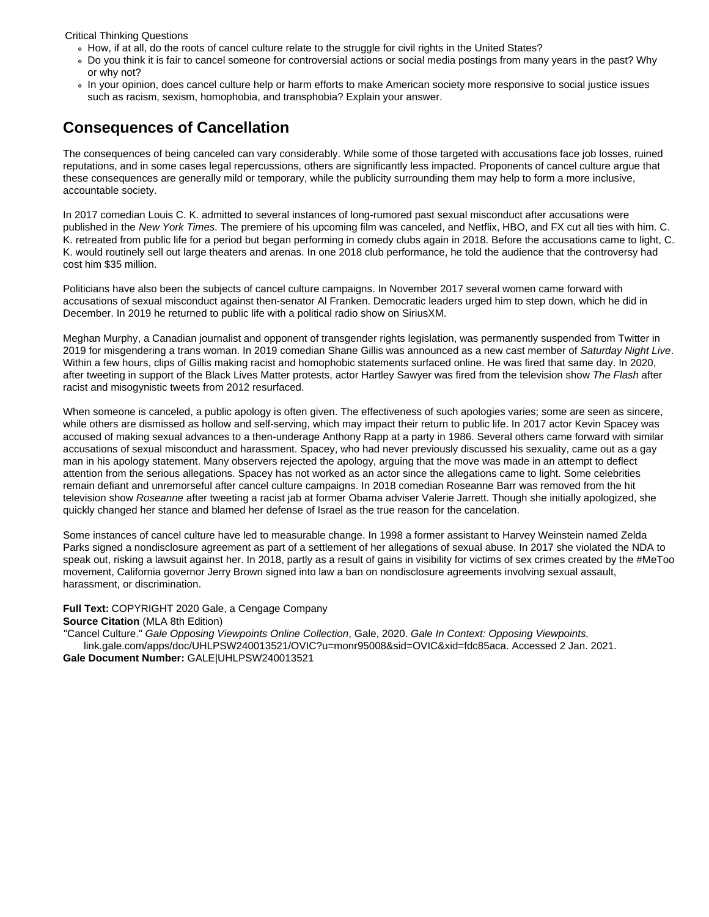Critical Thinking Questions

- How, if at all, do the roots of cancel culture relate to the struggle for civil rights in the United States?
- Do you think it is fair to cancel someone for controversial actions or social media postings from many years in the past? Why or why not?
- In your opinion, does cancel culture help or harm efforts to make American society more responsive to social justice issues such as racism, sexism, homophobia, and transphobia? Explain your answer.

## Consequences of Cancellation

The consequences of being canceled can vary considerably. While some of those targeted with accusations face job losses, ruined reputations, and in some cases legal repercussions, others are significantly less impacted. Proponents of cancel culture argue that these consequences are generally mild or temporary, while the publicity surrounding them may help to form a more inclusive, accountable society.

In 2017 comedian Louis C. K. admitted to several instances of long-rumored past sexual misconduct after accusations were published in the *New York Times*. The premiere of his upcoming film was canceled, and Netflix, HBO, and FX cut all ties with him. C. K. retreated from public life for a period but began performing in comedy clubs again in 2018. Before the accusations came to light, C. K. would routinely sell out large theaters and arenas. In one 2018 club performance, he told the audience that the controversy had cost him $35 million.

Politicians have also been the subjects of cancel culture campaigns. In November 2017 several women came forward with accusations of sexual misconduct against then-senator Al Franken. Democratic leaders urged him to step down, which he did in December. In 2019 he returned to public life with a political radio show on SiriusXM.

Meghan Murphy, a Canadian journalist and opponent of transgender rights legislation, was permanently suspended from Twitter in 2019 for misgendering a trans woman. In 2019 comedian Shane Gillis was announced as a new cast member of *Saturday Night Live*. Within a few hours, clips of Gillis making racist and homophobic statements surfaced online. He was fired that same day. In 2020, after tweeting in support of the Black Lives Matter protests, actor Hartley Sawyer was fired from the television show *The Flash* after racist and misogynistic tweets from 2012 resurfaced.

When someone is canceled, a public apology is often given. The effectiveness of such apologies varies; some are seen as sincere, while others are dismissed as hollow and self-serving, which may impact their return to public life. In 2017 actor Kevin Spacey was accused of making sexual advances to a then-underage Anthony Rapp at a party in 1986. Several others came forward with similar accusations of sexual misconduct and harassment. Spacey, who had never previously discussed his sexuality, came out as a gay man in his apology statement. Many observers rejected the apology, arguing that the move was made in an attempt to deflect attention from the serious allegations. Spacey has not worked as an actor since the allegations came to light. Some celebrities remain defiant and unremorseful after cancel culture campaigns. In 2018 comedian Roseanne Barr was removed from the hit television show *Roseanne* after tweeting a racist jab at former Obama adviser Valerie Jarrett. Though she initially apologized, she quickly changed her stance and blamed her defense of Israel as the true reason for the cancelation.

Some instances of cancel culture have led to measurable change. In 1998 a former assistant to Harvey Weinstein named Zelda Parks signed a nondisclosure agreement as part of a settlement of her allegations of sexual abuse. In 2017 she violated the NDA to speak out, risking a lawsuit against her. In 2018, partly as a result of gains in visibility for victims of sex crimes created by the #MeToo movement, California governor Jerry Brown signed into law a ban on nondisclosure agreements involving sexual assault, harassment, or discrimination.

**Full Text:** COPYRIGHT 2020 Gale, a Cengage Company
**Source Citation** (MLA 8th Edition)
"Cancel Culture." *Gale Opposing Viewpoints Online Collection*, Gale, 2020. *Gale In Context: Opposing Viewpoints*, link.gale.com/apps/doc/UHLPSW240013521/OVIC?u=monr95008&sid=OVIC&xid=fdc85aca. Accessed 2 Jan. 2021.
**Gale Document Number:** GALE|UHLPSW240013521